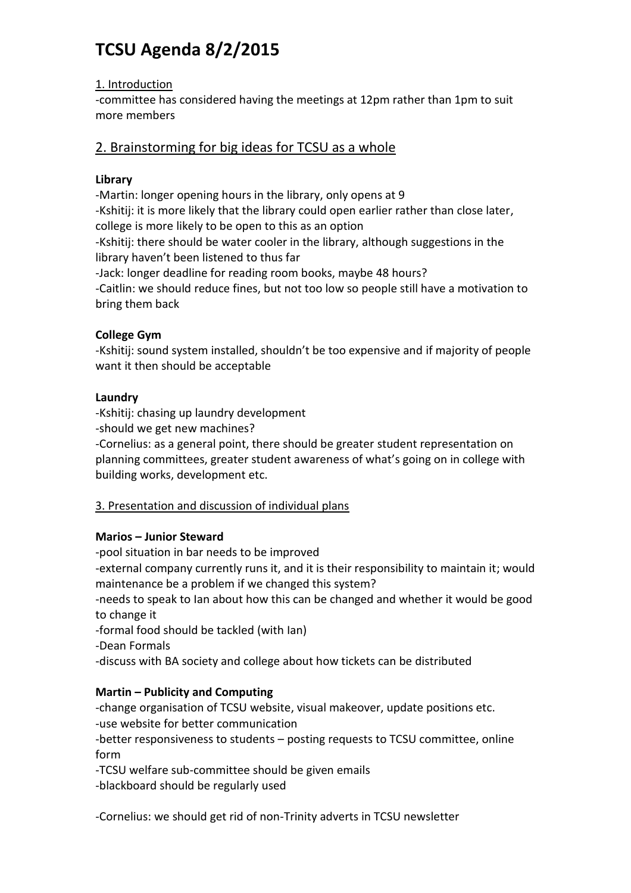# TCSU Agenda 8/2/2015

1. Introduction

-committee has considered having the meetings at 12pm rather than 1pm to suit more members

## 2. Brainstorming for big ideas for TCSU as a whole

**Library**

-Martin: longer opening hours in the library, only opens at 9
-Kshitij: it is more likely that the library could open earlier rather than close later, college is more likely to be open to this as an option
-Kshitij: there should be water cooler in the library, although suggestions in the library haven't been listened to thus far
-Jack: longer deadline for reading room books, maybe 48 hours?
-Caitlin: we should reduce fines, but not too low so people still have a motivation to bring them back

**College Gym**

-Kshitij: sound system installed, shouldn't be too expensive and if majority of people want it then should be acceptable

**Laundry**

-Kshitij: chasing up laundry development
-should we get new machines?
-Cornelius: as a general point, there should be greater student representation on planning committees, greater student awareness of what's going on in college with building works, development etc.

3. Presentation and discussion of individual plans

**Marios – Junior Steward**

-pool situation in bar needs to be improved
-external company currently runs it, and it is their responsibility to maintain it; would maintenance be a problem if we changed this system?
-needs to speak to Ian about how this can be changed and whether it would be good to change it
-formal food should be tackled (with Ian)
-Dean Formals
-discuss with BA society and college about how tickets can be distributed

**Martin – Publicity and Computing**

-change organisation of TCSU website, visual makeover, update positions etc.
-use website for better communication
-better responsiveness to students – posting requests to TCSU committee, online form
-TCSU welfare sub-committee should be given emails
-blackboard should be regularly used

-Cornelius: we should get rid of non-Trinity adverts in TCSU newsletter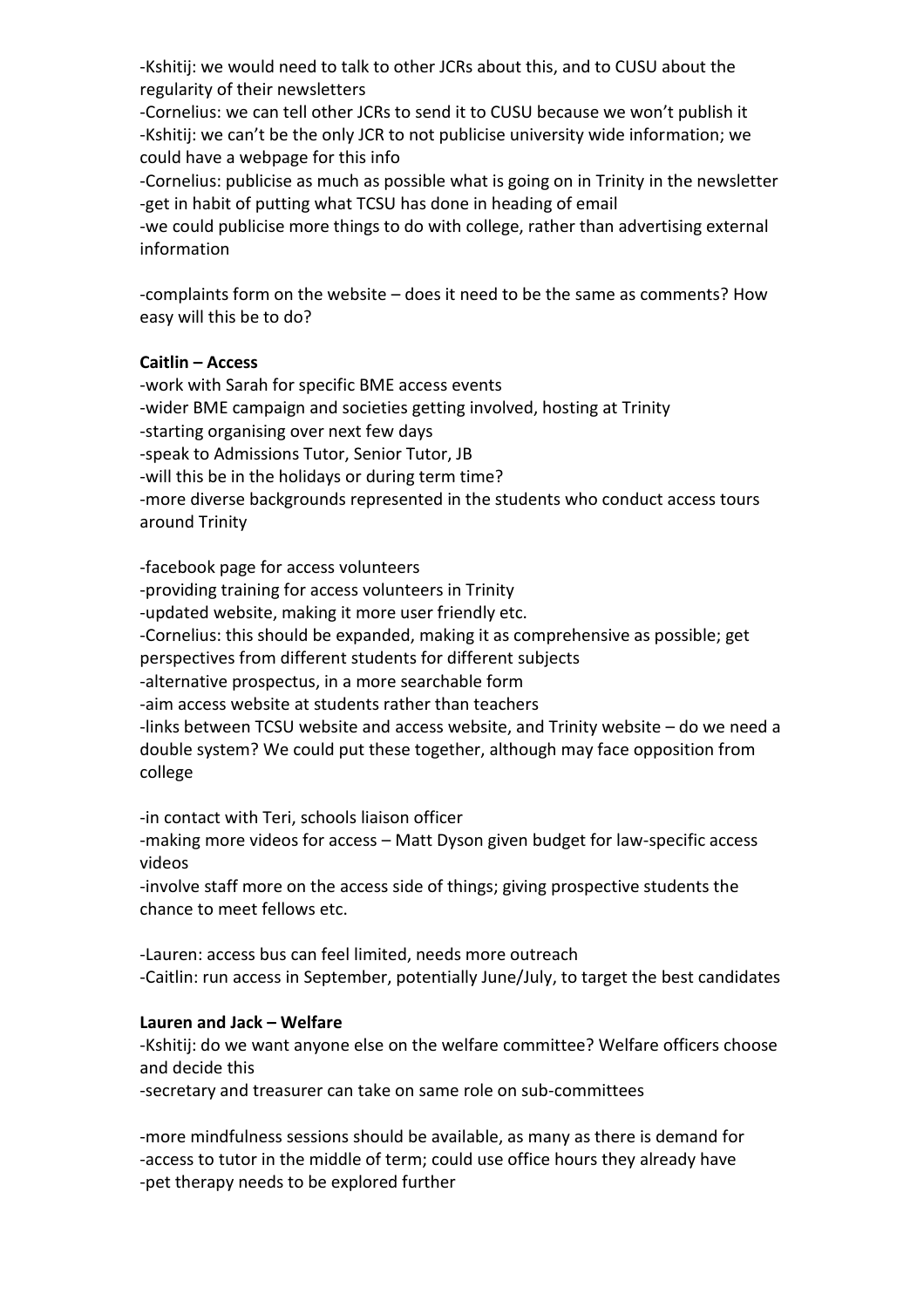-Kshitij: we would need to talk to other JCRs about this, and to CUSU about the regularity of their newsletters

-Cornelius: we can tell other JCRs to send it to CUSU because we won't publish it

-Kshitij: we can't be the only JCR to not publicise university wide information; we could have a webpage for this info

-Cornelius: publicise as much as possible what is going on in Trinity in the newsletter

-get in habit of putting what TCSU has done in heading of email

-we could publicise more things to do with college, rather than advertising external information

-complaints form on the website – does it need to be the same as comments? How easy will this be to do?

**Caitlin – Access**

-work with Sarah for specific BME access events

-wider BME campaign and societies getting involved, hosting at Trinity

-starting organising over next few days

-speak to Admissions Tutor, Senior Tutor, JB

-will this be in the holidays or during term time?

-more diverse backgrounds represented in the students who conduct access tours around Trinity

-facebook page for access volunteers

-providing training for access volunteers in Trinity

-updated website, making it more user friendly etc.

-Cornelius: this should be expanded, making it as comprehensive as possible; get perspectives from different students for different subjects

-alternative prospectus, in a more searchable form

-aim access website at students rather than teachers

-links between TCSU website and access website, and Trinity website – do we need a double system? We could put these together, although may face opposition from college

-in contact with Teri, schools liaison officer

-making more videos for access – Matt Dyson given budget for law-specific access videos

-involve staff more on the access side of things; giving prospective students the chance to meet fellows etc.

-Lauren: access bus can feel limited, needs more outreach

-Caitlin: run access in September, potentially June/July, to target the best candidates

**Lauren and Jack – Welfare**

-Kshitij: do we want anyone else on the welfare committee? Welfare officers choose and decide this

-secretary and treasurer can take on same role on sub-committees

-more mindfulness sessions should be available, as many as there is demand for

-access to tutor in the middle of term; could use office hours they already have

-pet therapy needs to be explored further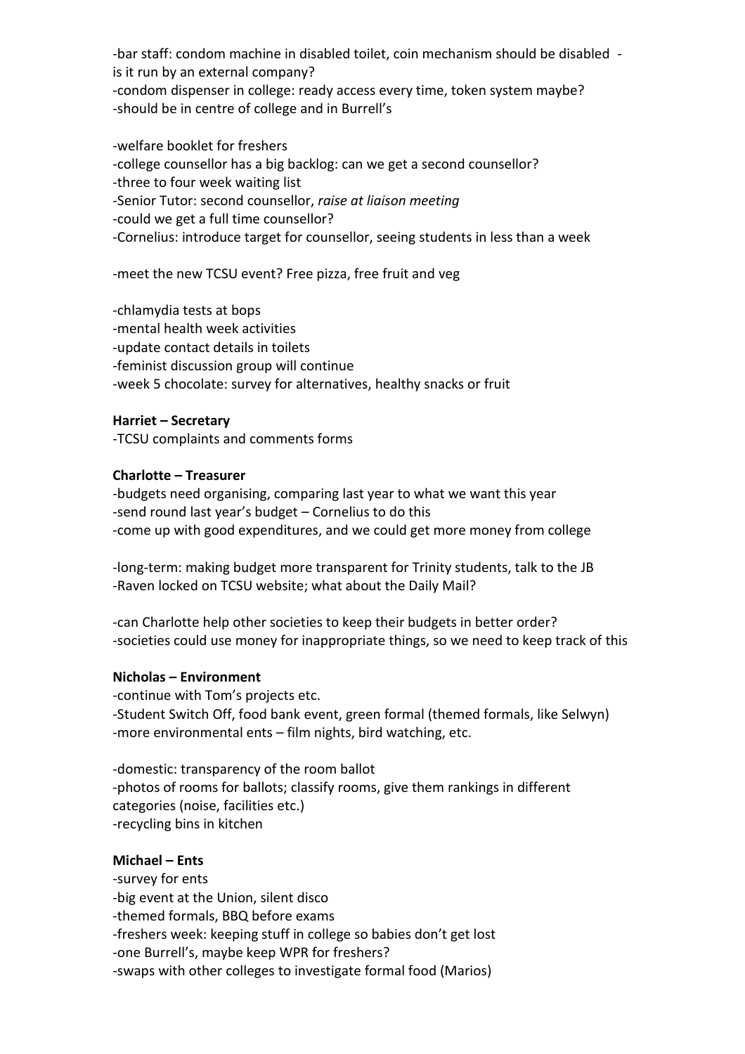-bar staff: condom machine in disabled toilet, coin mechanism should be disabled - is it run by an external company?
-condom dispenser in college: ready access every time, token system maybe?
-should be in centre of college and in Burrell's

-welfare booklet for freshers
-college counsellor has a big backlog: can we get a second counsellor?
-three to four week waiting list
-Senior Tutor: second counsellor, *raise at liaison meeting*
-could we get a full time counsellor?
-Cornelius: introduce target for counsellor, seeing students in less than a week

-meet the new TCSU event? Free pizza, free fruit and veg

-chlamydia tests at bops
-mental health week activities
-update contact details in toilets
-feminist discussion group will continue
-week 5 chocolate: survey for alternatives, healthy snacks or fruit

**Harriet – Secretary**
-TCSU complaints and comments forms

**Charlotte – Treasurer**
-budgets need organising, comparing last year to what we want this year
-send round last year's budget – Cornelius to do this
-come up with good expenditures, and we could get more money from college

-long-term: making budget more transparent for Trinity students, talk to the JB
-Raven locked on TCSU website; what about the Daily Mail?

-can Charlotte help other societies to keep their budgets in better order?
-societies could use money for inappropriate things, so we need to keep track of this

**Nicholas – Environment**
-continue with Tom's projects etc.
-Student Switch Off, food bank event, green formal (themed formals, like Selwyn)
-more environmental ents – film nights, bird watching, etc.

-domestic: transparency of the room ballot
-photos of rooms for ballots; classify rooms, give them rankings in different categories (noise, facilities etc.)
-recycling bins in kitchen

**Michael – Ents**
-survey for ents
-big event at the Union, silent disco
-themed formals, BBQ before exams
-freshers week: keeping stuff in college so babies don't get lost
-one Burrell's, maybe keep WPR for freshers?
-swaps with other colleges to investigate formal food (Marios)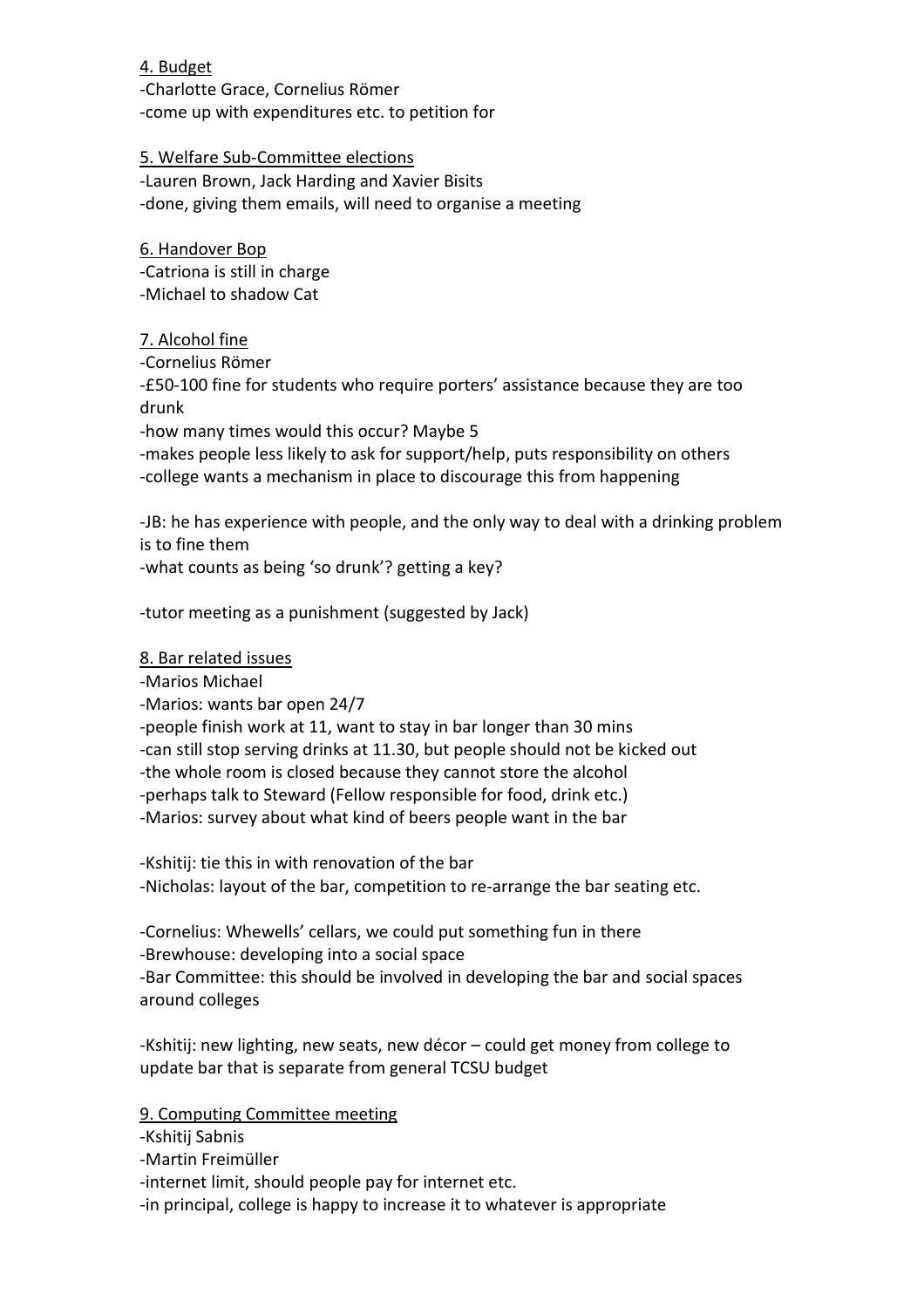<u>4. Budget</u>

-Charlotte Grace, Cornelius Römer
-come up with expenditures etc. to petition for

<u>5. Welfare Sub-Committee elections</u>

-Lauren Brown, Jack Harding and Xavier Bisits
-done, giving them emails, will need to organise a meeting

<u>6. Handover Bop</u>

-Catriona is still in charge
-Michael to shadow Cat

<u>7. Alcohol fine</u>

-Cornelius Römer
-£50-100 fine for students who require porters' assistance because they are too drunk
-how many times would this occur? Maybe 5
-makes people less likely to ask for support/help, puts responsibility on others
-college wants a mechanism in place to discourage this from happening

-JB: he has experience with people, and the only way to deal with a drinking problem is to fine them
-what counts as being 'so drunk'? getting a key?

-tutor meeting as a punishment (suggested by Jack)

<u>8. Bar related issues</u>

-Marios Michael
-Marios: wants bar open 24/7
-people finish work at 11, want to stay in bar longer than 30 mins
-can still stop serving drinks at 11.30, but people should not be kicked out
-the whole room is closed because they cannot store the alcohol
-perhaps talk to Steward (Fellow responsible for food, drink etc.)
-Marios: survey about what kind of beers people want in the bar

-Kshitij: tie this in with renovation of the bar
-Nicholas: layout of the bar, competition to re-arrange the bar seating etc.

-Cornelius: Whewells' cellars, we could put something fun in there
-Brewhouse: developing into a social space
-Bar Committee: this should be involved in developing the bar and social spaces around colleges

-Kshitij: new lighting, new seats, new décor – could get money from college to update bar that is separate from general TCSU budget

<u>9. Computing Committee meeting</u>

-Kshitij Sabnis
-Martin Freimüller
-internet limit, should people pay for internet etc.
-in principal, college is happy to increase it to whatever is appropriate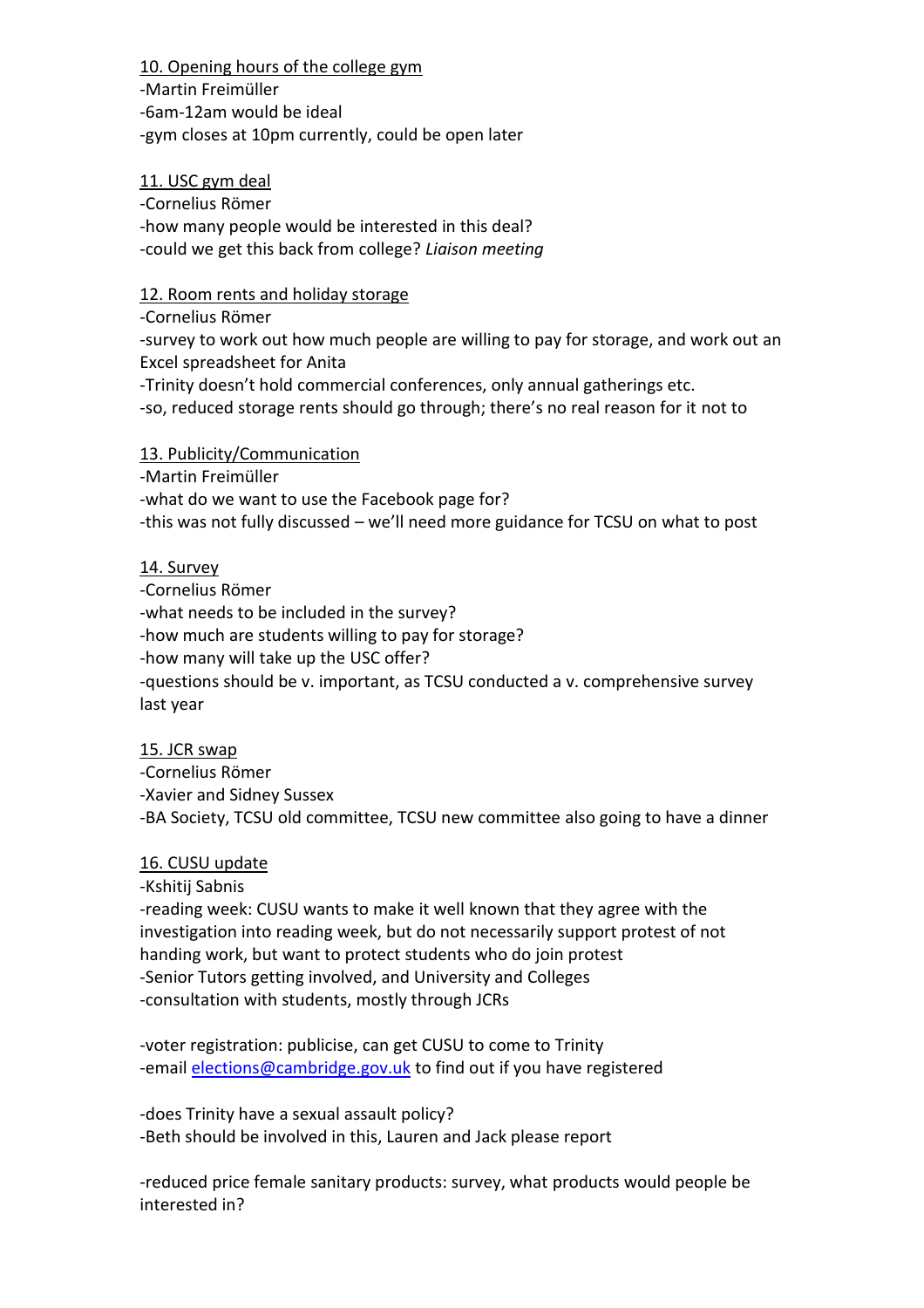10. Opening hours of the college gym

-Martin Freimüller

-6am-12am would be ideal

-gym closes at 10pm currently, could be open later

11. USC gym deal

-Cornelius Römer

-how many people would be interested in this deal?

-could we get this back from college? *Liaison meeting*

12. Room rents and holiday storage

-Cornelius Römer

-survey to work out how much people are willing to pay for storage, and work out an Excel spreadsheet for Anita

-Trinity doesn't hold commercial conferences, only annual gatherings etc.

-so, reduced storage rents should go through; there's no real reason for it not to

13. Publicity/Communication

-Martin Freimüller

-what do we want to use the Facebook page for?

-this was not fully discussed – we'll need more guidance for TCSU on what to post

14. Survey

-Cornelius Römer

-what needs to be included in the survey?

-how much are students willing to pay for storage?

-how many will take up the USC offer?

-questions should be v. important, as TCSU conducted a v. comprehensive survey last year

15. JCR swap

-Cornelius Römer

-Xavier and Sidney Sussex

-BA Society, TCSU old committee, TCSU new committee also going to have a dinner

16. CUSU update

-Kshitij Sabnis

-reading week: CUSU wants to make it well known that they agree with the investigation into reading week, but do not necessarily support protest of not handing work, but want to protect students who do join protest

-Senior Tutors getting involved, and University and Colleges

-consultation with students, mostly through JCRs

-voter registration: publicise, can get CUSU to come to Trinity

-email elections@cambridge.gov.uk to find out if you have registered

-does Trinity have a sexual assault policy?

-Beth should be involved in this, Lauren and Jack please report

-reduced price female sanitary products: survey, what products would people be interested in?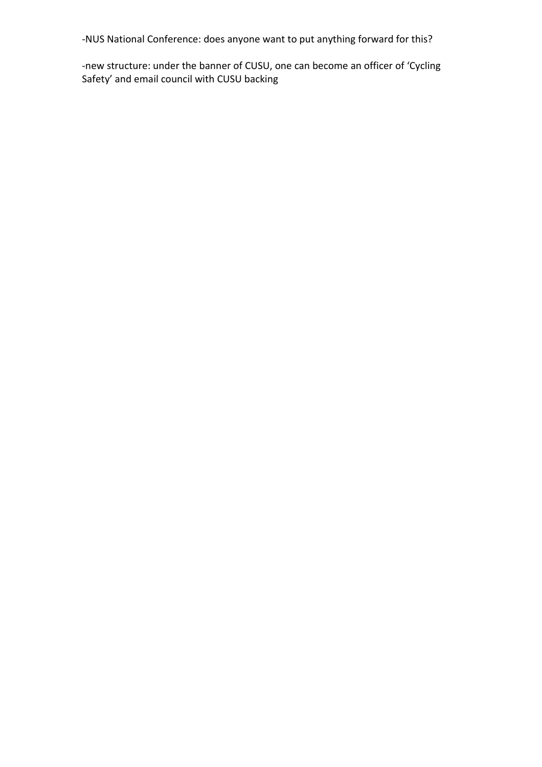-NUS National Conference: does anyone want to put anything forward for this?

-new structure: under the banner of CUSU, one can become an officer of 'Cycling Safety' and email council with CUSU backing